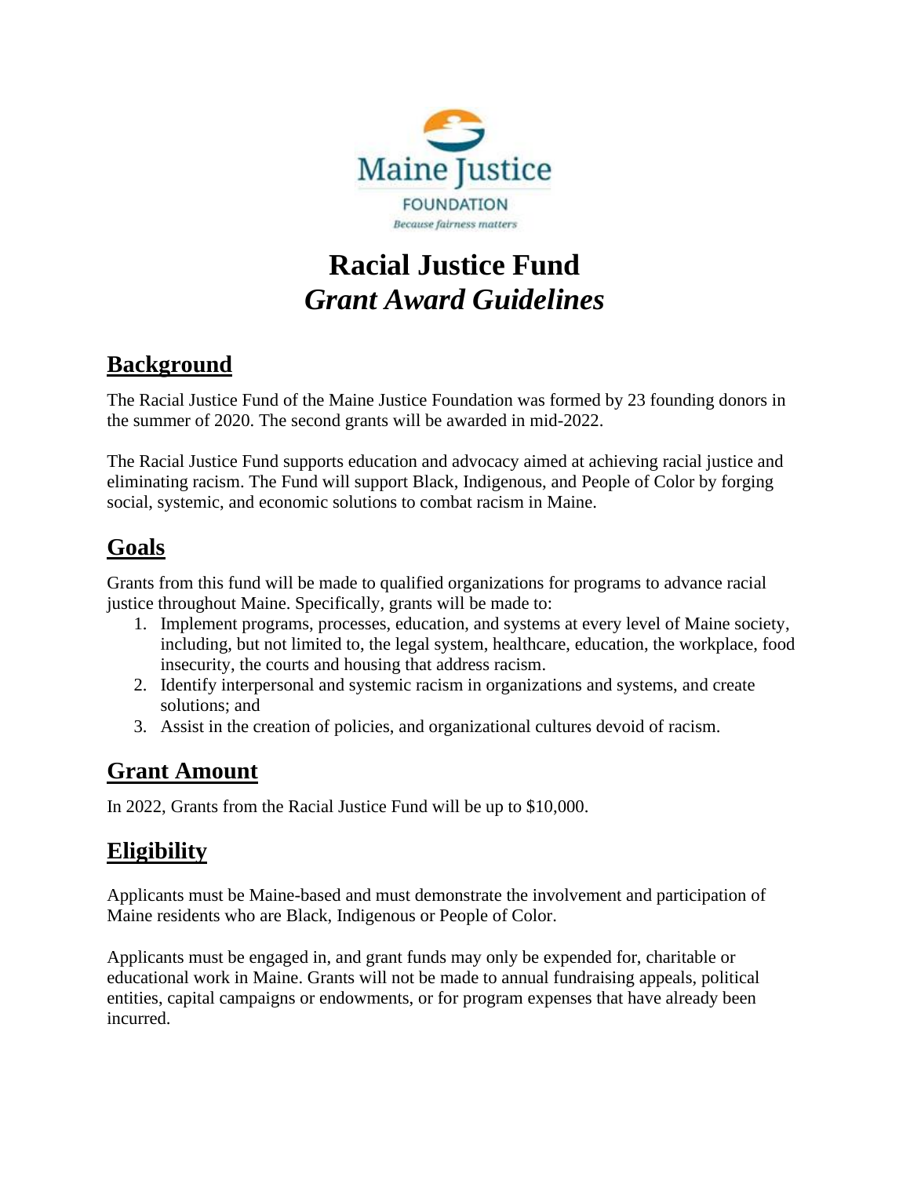Maine Justice

FOUNDATION

*Because fairness matters*

# Racial Justice Fund
# *Grant Award Guidelines*

## Background

The Racial Justice Fund of the Maine Justice Foundation was formed by 23 founding donors in the summer of 2020. The second grants will be awarded in mid-2022.

The Racial Justice Fund supports education and advocacy aimed at achieving racial justice and eliminating racism. The Fund will support Black, Indigenous, and People of Color by forging social, systemic, and economic solutions to combat racism in Maine.

## Goals

Grants from this fund will be made to qualified organizations for programs to advance racial justice throughout Maine. Specifically, grants will be made to:

1. Implement programs, processes, education, and systems at every level of Maine society, including, but not limited to, the legal system, healthcare, education, the workplace, food insecurity, the courts and housing that address racism.
2. Identify interpersonal and systemic racism in organizations and systems, and create solutions; and
3. Assist in the creation of policies, and organizational cultures devoid of racism.

## Grant Amount

In 2022, Grants from the Racial Justice Fund will be up to $10,000.

## Eligibility

Applicants must be Maine-based and must demonstrate the involvement and participation of Maine residents who are Black, Indigenous or People of Color.

Applicants must be engaged in, and grant funds may only be expended for, charitable or educational work in Maine. Grants will not be made to annual fundraising appeals, political entities, capital campaigns or endowments, or for program expenses that have already been incurred.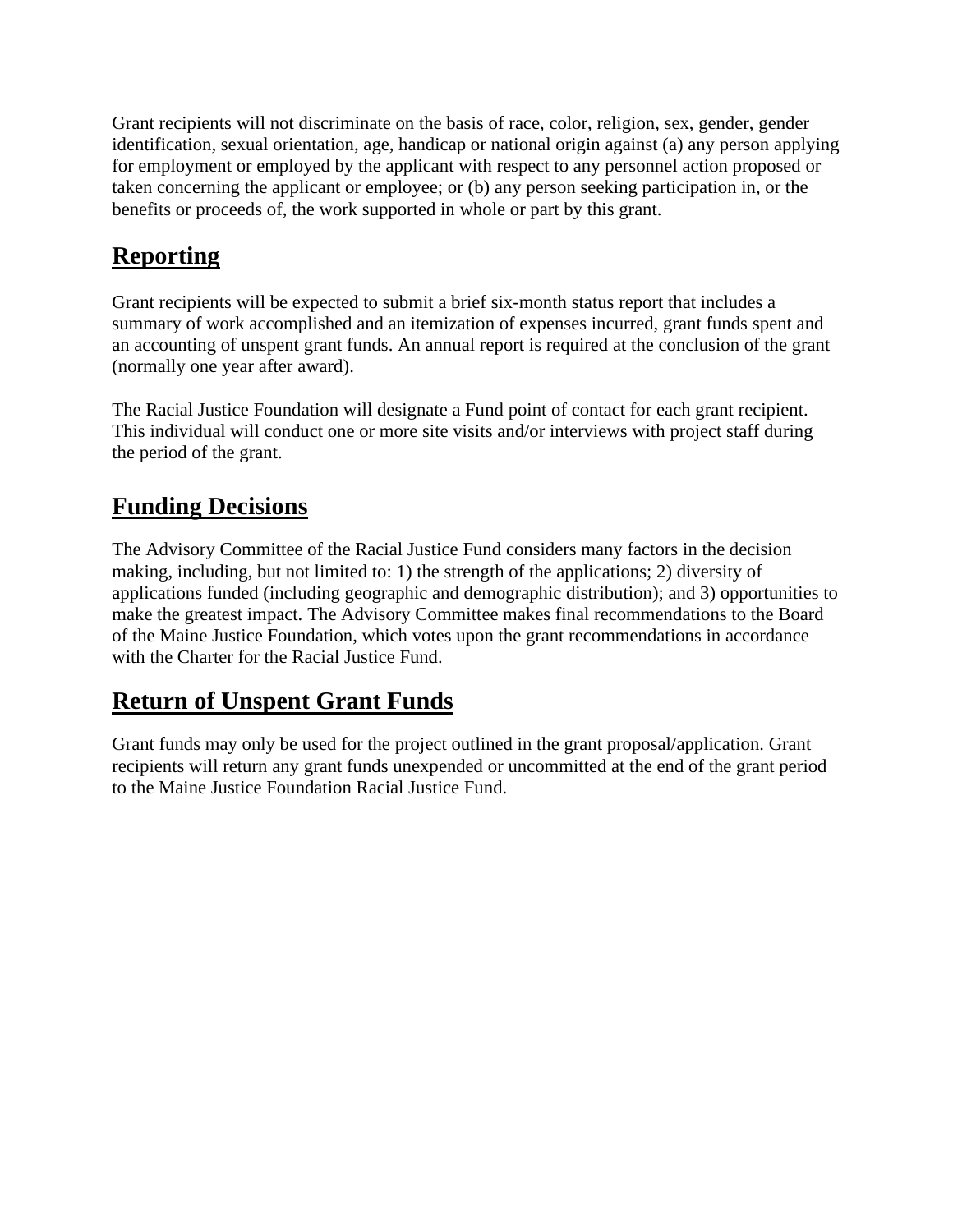Grant recipients will not discriminate on the basis of race, color, religion, sex, gender, gender identification, sexual orientation, age, handicap or national origin against (a) any person applying for employment or employed by the applicant with respect to any personnel action proposed or taken concerning the applicant or employee; or (b) any person seeking participation in, or the benefits or proceeds of, the work supported in whole or part by this grant.

## Reporting

Grant recipients will be expected to submit a brief six-month status report that includes a summary of work accomplished and an itemization of expenses incurred, grant funds spent and an accounting of unspent grant funds. An annual report is required at the conclusion of the grant (normally one year after award).

The Racial Justice Foundation will designate a Fund point of contact for each grant recipient. This individual will conduct one or more site visits and/or interviews with project staff during the period of the grant.

## Funding Decisions

The Advisory Committee of the Racial Justice Fund considers many factors in the decision making, including, but not limited to: 1) the strength of the applications; 2) diversity of applications funded (including geographic and demographic distribution); and 3) opportunities to make the greatest impact. The Advisory Committee makes final recommendations to the Board of the Maine Justice Foundation, which votes upon the grant recommendations in accordance with the Charter for the Racial Justice Fund.

## Return of Unspent Grant Funds

Grant funds may only be used for the project outlined in the grant proposal/application. Grant recipients will return any grant funds unexpended or uncommitted at the end of the grant period to the Maine Justice Foundation Racial Justice Fund.